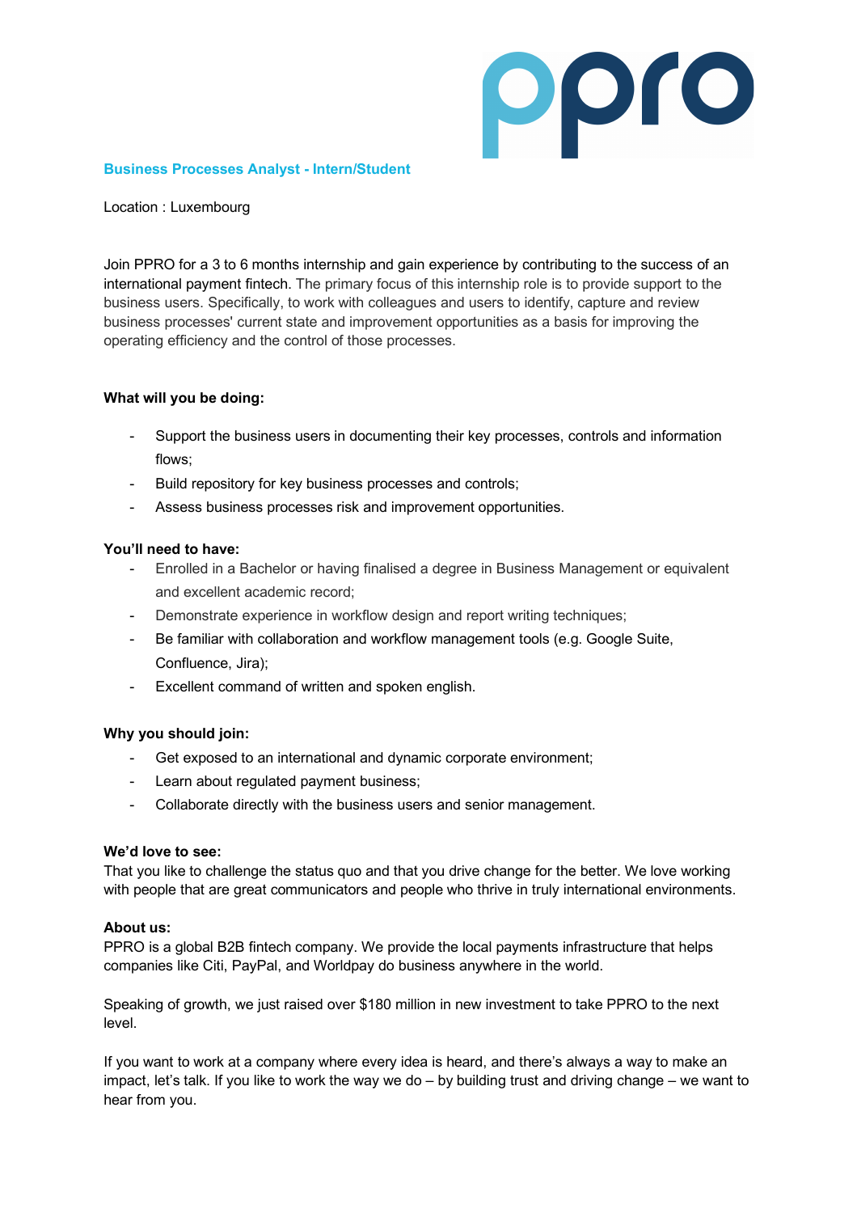## Business Processes Analyst - Intern/Student

Location : Luxembourg

Join PPRO for a 3 to 6 months internship and gain experience by contributing to the success of an international payment fintech. The primary focus of this internship role is to provide support to the business users. Specifically, to work with colleagues and users to identify, capture and review business processes' current state and improvement opportunities as a basis for improving the operating efficiency and the control of those processes.

**What will you be doing:**

- Support the business users in documenting their key processes, controls and information flows;
- Build repository for key business processes and controls;
- Assess business processes risk and improvement opportunities.

**You'll need to have:**

- Enrolled in a Bachelor or having finalised a degree in Business Management or equivalent and excellent academic record;
- Demonstrate experience in workflow design and report writing techniques;
- Be familiar with collaboration and workflow management tools (e.g. Google Suite, Confluence, Jira);
- Excellent command of written and spoken english.

**Why you should join:**

- Get exposed to an international and dynamic corporate environment;
- Learn about regulated payment business;
- Collaborate directly with the business users and senior management.

**We'd love to see:**

That you like to challenge the status quo and that you drive change for the better. We love working with people that are great communicators and people who thrive in truly international environments.

**About us:**

PPRO is a global B2B fintech company. We provide the local payments infrastructure that helps companies like Citi, PayPal, and Worldpay do business anywhere in the world.

Speaking of growth, we just raised over $180 million in new investment to take PPRO to the next level.

If you want to work at a company where every idea is heard, and there's always a way to make an impact, let's talk. If you like to work the way we do – by building trust and driving change – we want to hear from you.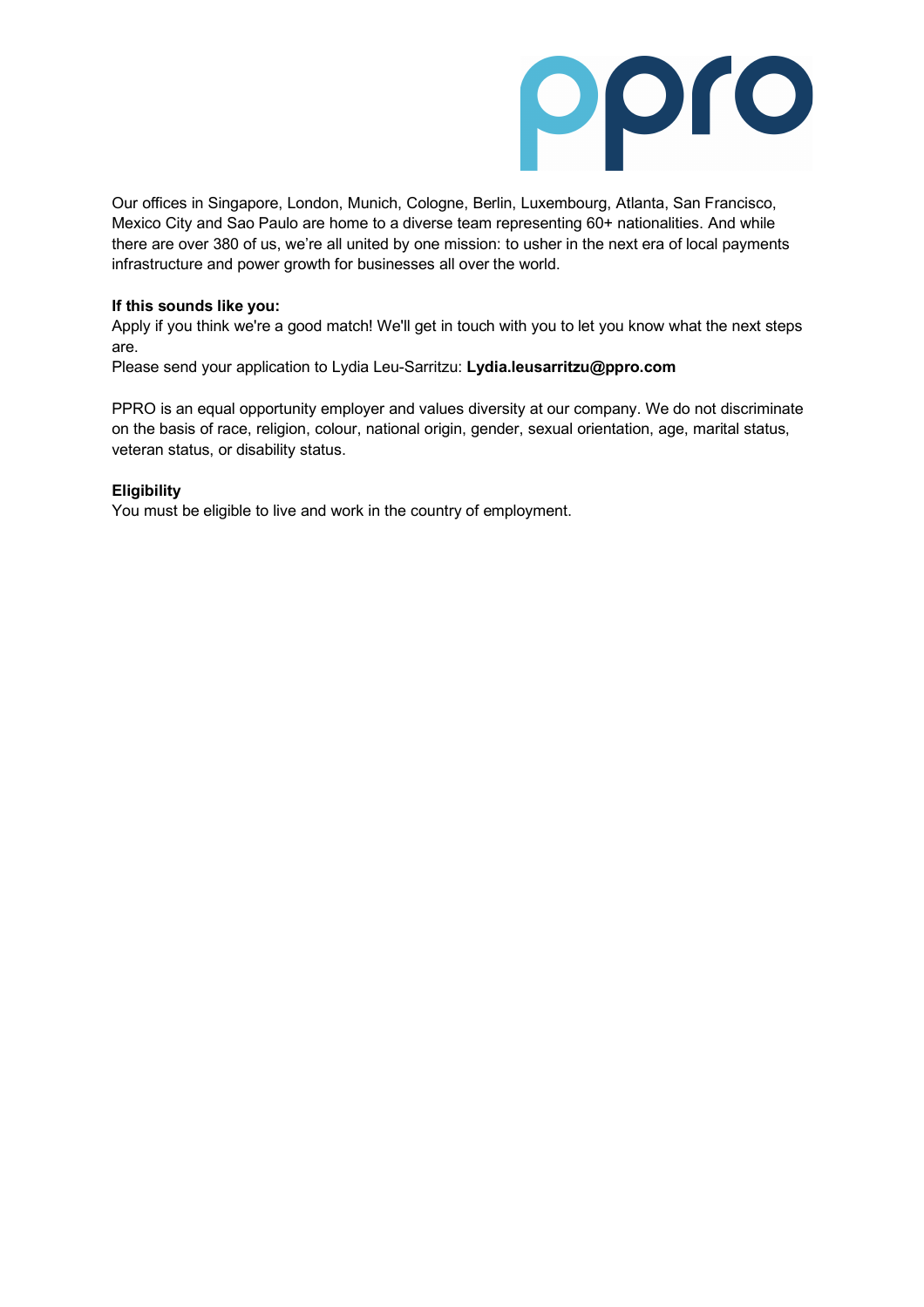Our offices in Singapore, London, Munich, Cologne, Berlin, Luxembourg, Atlanta, San Francisco, Mexico City and Sao Paulo are home to a diverse team representing 60+ nationalities. And while there are over 380 of us, we're all united by one mission: to usher in the next era of local payments infrastructure and power growth for businesses all over the world.

**If this sounds like you:**
Apply if you think we're a good match! We'll get in touch with you to let you know what the next steps are.
Please send your application to Lydia Leu-Sarritzu: **Lydia.leusarritzu@ppro.com**

PPRO is an equal opportunity employer and values diversity at our company. We do not discriminate on the basis of race, religion, colour, national origin, gender, sexual orientation, age, marital status, veteran status, or disability status.

**Eligibility**
You must be eligible to live and work in the country of employment.